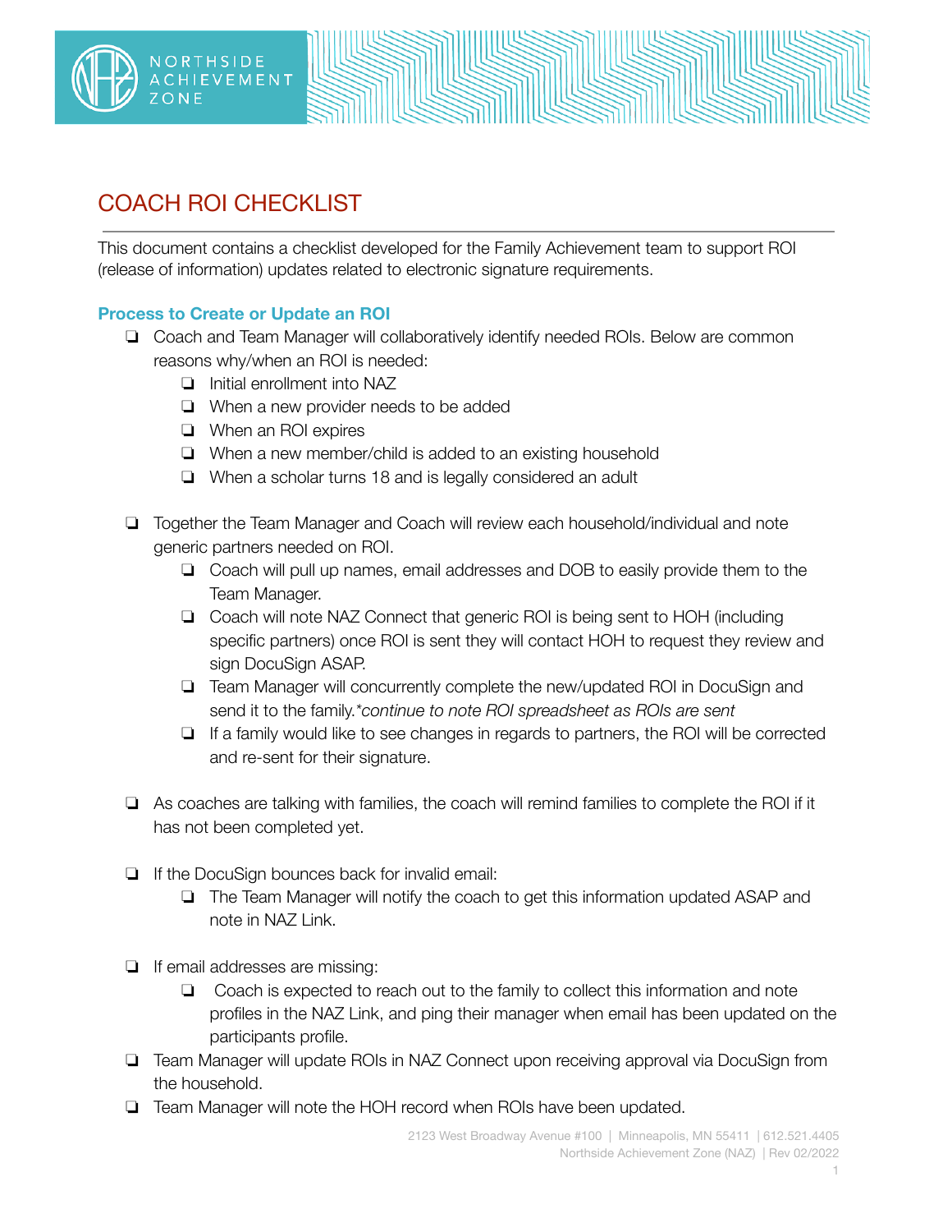# COACH ROI CHECKLIST

This document contains a checklist developed for the Family Achievement team to support ROI (release of information) updates related to electronic signature requirements.

## Process to Create or Update an ROI

- ❏ Coach and Team Manager will collaboratively identify needed ROIs. Below are common reasons why/when an ROI is needed:
  - ❏ Initial enrollment into NAZ
  - ❏ When a new provider needs to be added
  - ❏ When an ROI expires
  - ❏ When a new member/child is added to an existing household
  - ❏ When a scholar turns 18 and is legally considered an adult

- ❏ Together the Team Manager and Coach will review each household/individual and note generic partners needed on ROI.
  - ❏ Coach will pull up names, email addresses and DOB to easily provide them to the Team Manager.
  - ❏ Coach will note NAZ Connect that generic ROI is being sent to HOH (including specific partners) once ROI is sent they will contact HOH to request they review and sign DocuSign ASAP.
  - ❏ Team Manager will concurrently complete the new/updated ROI in DocuSign and send it to the family.**continue to note ROI spreadsheet as ROIs are sent*
  - ❏ If a family would like to see changes in regards to partners, the ROI will be corrected and re-sent for their signature.

- ❏ As coaches are talking with families, the coach will remind families to complete the ROI if it has not been completed yet.

- ❏ If the DocuSign bounces back for invalid email:
  - ❏ The Team Manager will notify the coach to get this information updated ASAP and note in NAZ Link.

- ❏ If email addresses are missing:
  - ❏ Coach is expected to reach out to the family to collect this information and note profiles in the NAZ Link, and ping their manager when email has been updated on the participants profile.
- ❏ Team Manager will update ROIs in NAZ Connect upon receiving approval via DocuSign from the household.
- ❏ Team Manager will note the HOH record when ROIs have been updated.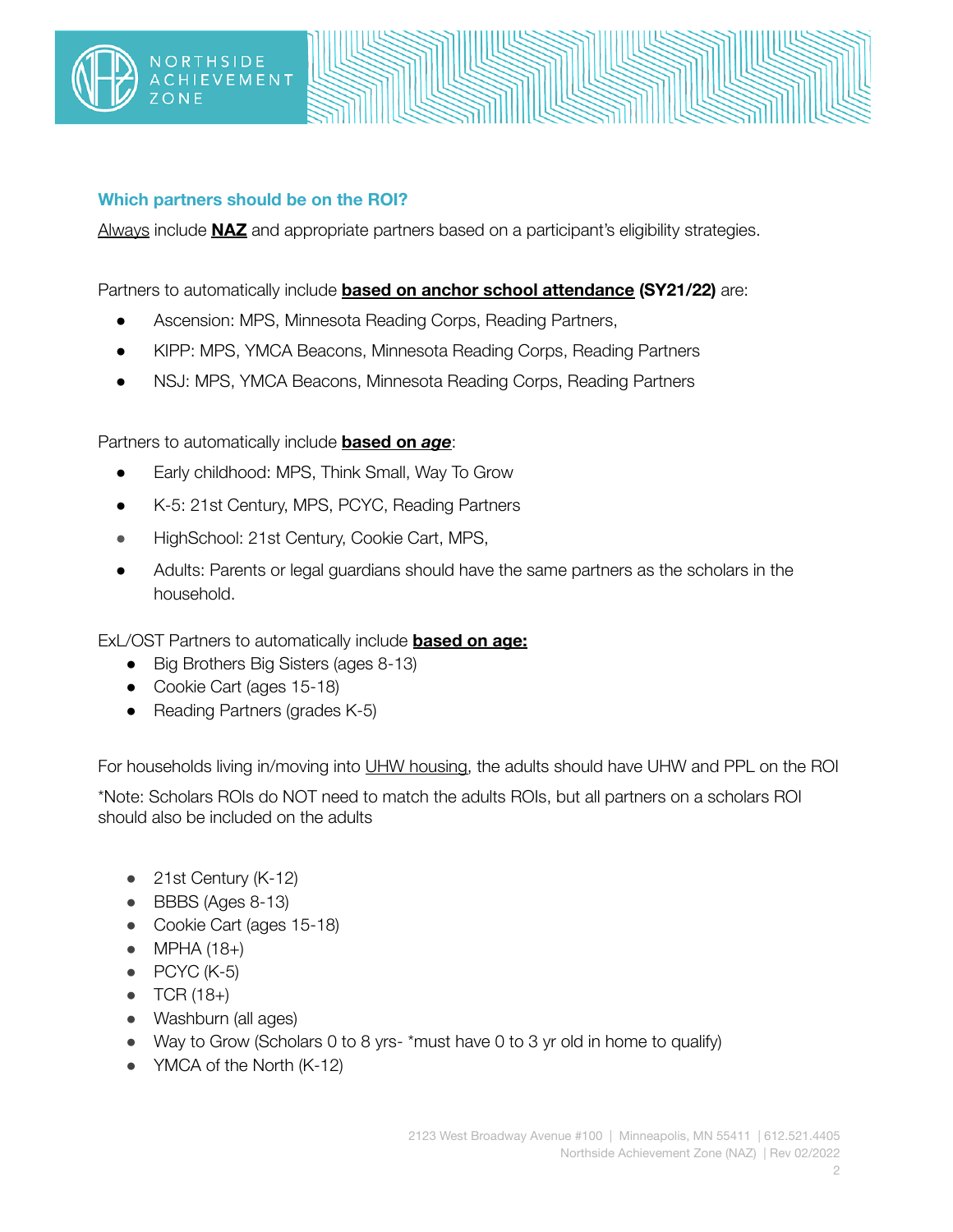### Which partners should be on the ROI?

Always include **NAZ** and appropriate partners based on a participant's eligibility strategies.

Partners to automatically include **based on anchor school attendance** **(SY21/22)** are:

- Ascension: MPS, Minnesota Reading Corps, Reading Partners,
- KIPP: MPS, YMCA Beacons, Minnesota Reading Corps, Reading Partners
- NSJ: MPS, YMCA Beacons, Minnesota Reading Corps, Reading Partners

Partners to automatically include **based on *age***:

- Early childhood: MPS, Think Small, Way To Grow
- K-5: 21st Century, MPS, PCYC, Reading Partners
- HighSchool: 21st Century, Cookie Cart, MPS,
- Adults: Parents or legal guardians should have the same partners as the scholars in the household.

ExL/OST Partners to automatically include **based on age:**

- Big Brothers Big Sisters (ages 8-13)
- Cookie Cart (ages 15-18)
- Reading Partners (grades K-5)

For households living in/moving into UHW housing, the adults should have UHW and PPL on the ROI

*Note: Scholars ROIs do NOT need to match the adults ROIs, but all partners on a scholars ROI should also be included on the adults

- 21st Century (K-12)
- BBBS (Ages 8-13)
- Cookie Cart (ages 15-18)
- MPHA (18+)
- PCYC (K-5)
- TCR (18+)
- Washburn (all ages)
- Way to Grow (Scholars 0 to 8 yrs- *must have 0 to 3 yr old in home to qualify)
- YMCA of the North (K-12)